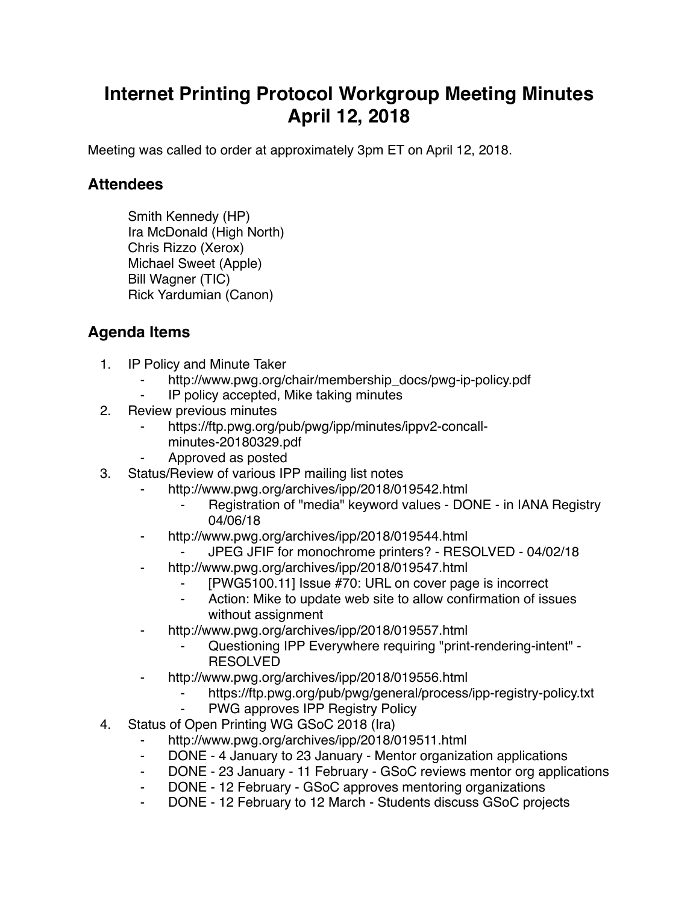# Internet Printing Protocol Workgroup Meeting Minutes April 12, 2018

Meeting was called to order at approximately 3pm ET on April 12, 2018.

## Attendees

Smith Kennedy (HP)
Ira McDonald (High North)
Chris Rizzo (Xerox)
Michael Sweet (Apple)
Bill Wagner (TIC)
Rick Yardumian (Canon)

## Agenda Items

1. IP Policy and Minute Taker
    - http://www.pwg.org/chair/membership_docs/pwg-ip-policy.pdf
    - IP policy accepted, Mike taking minutes
2. Review previous minutes
    - https://ftp.pwg.org/pub/pwg/ipp/minutes/ippv2-concall-minutes-20180329.pdf
    - Approved as posted
3. Status/Review of various IPP mailing list notes
    - http://www.pwg.org/archives/ipp/2018/019542.html
        - Registration of "media" keyword values - DONE - in IANA Registry 04/06/18
    - http://www.pwg.org/archives/ipp/2018/019544.html
        - JPEG JFIF for monochrome printers? - RESOLVED - 04/02/18
    - http://www.pwg.org/archives/ipp/2018/019547.html
        - [PWG5100.11] Issue #70: URL on cover page is incorrect
        - Action: Mike to update web site to allow confirmation of issues without assignment
    - http://www.pwg.org/archives/ipp/2018/019557.html
        - Questioning IPP Everywhere requiring "print-rendering-intent" - RESOLVED
    - http://www.pwg.org/archives/ipp/2018/019556.html
        - https://ftp.pwg.org/pub/pwg/general/process/ipp-registry-policy.txt
        - PWG approves IPP Registry Policy
4. Status of Open Printing WG GSoC 2018 (Ira)
    - http://www.pwg.org/archives/ipp/2018/019511.html
    - DONE - 4 January to 23 January - Mentor organization applications
    - DONE - 23 January - 11 February - GSoC reviews mentor org applications
    - DONE - 12 February - GSoC approves mentoring organizations
    - DONE - 12 February to 12 March - Students discuss GSoC projects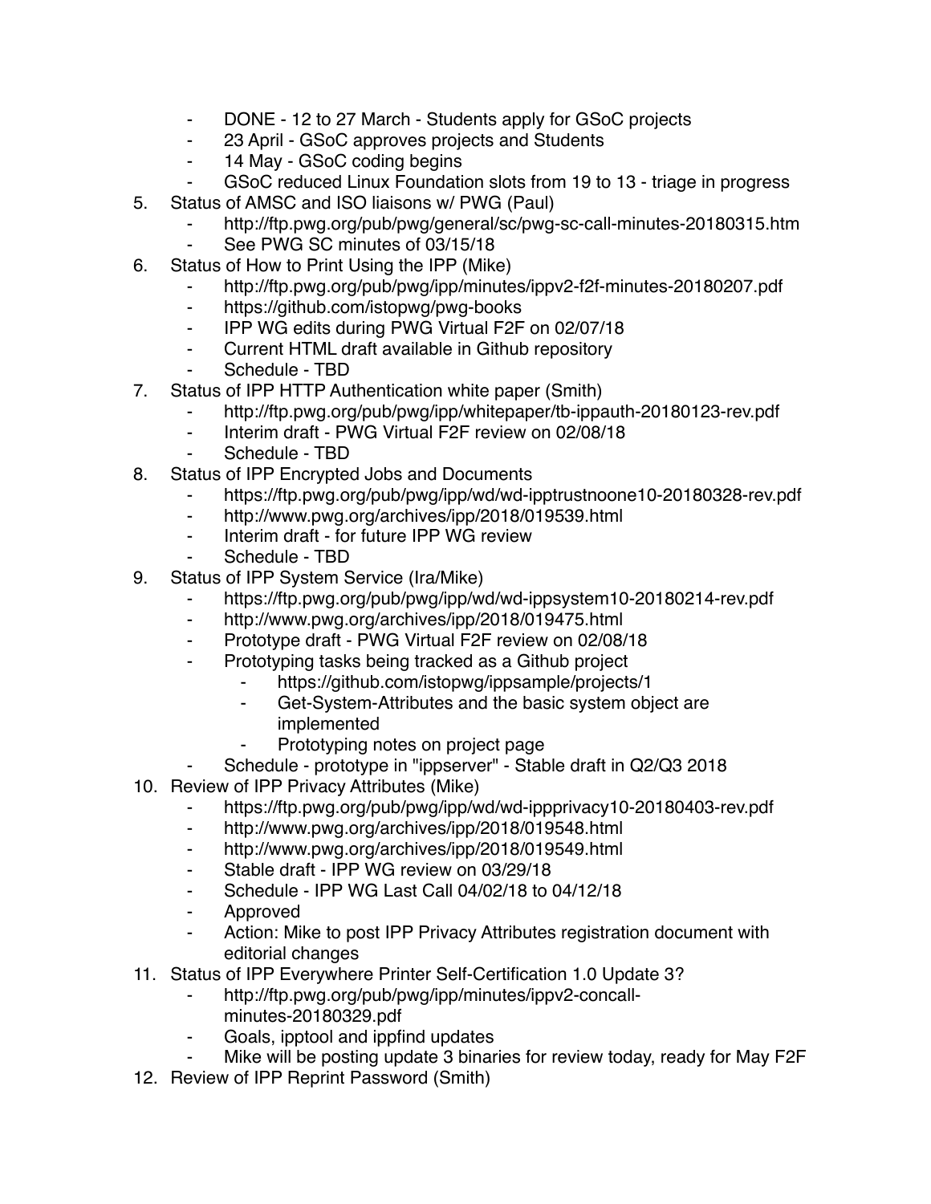- DONE - 12 to 27 March - Students apply for GSoC projects
- 23 April - GSoC approves projects and Students
- 14 May - GSoC coding begins
- GSoC reduced Linux Foundation slots from 19 to 13 - triage in progress

5. Status of AMSC and ISO liaisons w/ PWG (Paul)
    - http://ftp.pwg.org/pub/pwg/general/sc/pwg-sc-call-minutes-20180315.htm
    - See PWG SC minutes of 03/15/18
6. Status of How to Print Using the IPP (Mike)
    - http://ftp.pwg.org/pub/pwg/ipp/minutes/ippv2-f2f-minutes-20180207.pdf
    - https://github.com/istopwg/pwg-books
    - IPP WG edits during PWG Virtual F2F on 02/07/18
    - Current HTML draft available in Github repository
    - Schedule - TBD
7. Status of IPP HTTP Authentication white paper (Smith)
    - http://ftp.pwg.org/pub/pwg/ipp/whitepaper/tb-ippauth-20180123-rev.pdf
    - Interim draft - PWG Virtual F2F review on 02/08/18
    - Schedule - TBD
8. Status of IPP Encrypted Jobs and Documents
    - https://ftp.pwg.org/pub/pwg/ipp/wd/wd-ipptrustnoone10-20180328-rev.pdf
    - http://www.pwg.org/archives/ipp/2018/019539.html
    - Interim draft - for future IPP WG review
    - Schedule - TBD
9. Status of IPP System Service (Ira/Mike)
    - https://ftp.pwg.org/pub/pwg/ipp/wd/wd-ippsystem10-20180214-rev.pdf
    - http://www.pwg.org/archives/ipp/2018/019475.html
    - Prototype draft - PWG Virtual F2F review on 02/08/18
    - Prototyping tasks being tracked as a Github project
        - https://github.com/istopwg/ippsample/projects/1
        - Get-System-Attributes and the basic system object are implemented
        - Prototyping notes on project page
    - Schedule - prototype in "ippserver" - Stable draft in Q2/Q3 2018
10. Review of IPP Privacy Attributes (Mike)
    - https://ftp.pwg.org/pub/pwg/ipp/wd/wd-ippprivacy10-20180403-rev.pdf
    - http://www.pwg.org/archives/ipp/2018/019548.html
    - http://www.pwg.org/archives/ipp/2018/019549.html
    - Stable draft - IPP WG review on 03/29/18
    - Schedule - IPP WG Last Call 04/02/18 to 04/12/18
    - Approved
    - Action: Mike to post IPP Privacy Attributes registration document with editorial changes
11. Status of IPP Everywhere Printer Self-Certification 1.0 Update 3?
    - http://ftp.pwg.org/pub/pwg/ipp/minutes/ippv2-concall-minutes-20180329.pdf
    - Goals, ipptool and ippfind updates
    - Mike will be posting update 3 binaries for review today, ready for May F2F
12. Review of IPP Reprint Password (Smith)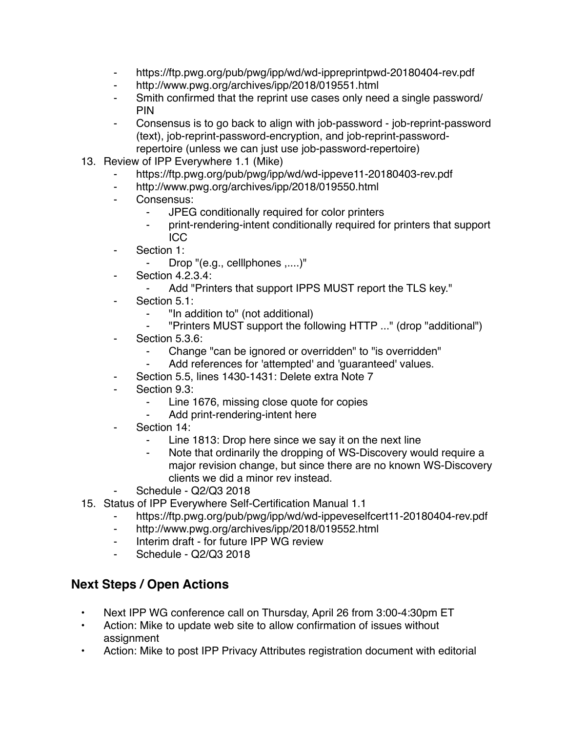- https://ftp.pwg.org/pub/pwg/ipp/wd/wd-ippreprintpwd-20180404-rev.pdf
    - http://www.pwg.org/archives/ipp/2018/019551.html
    - Smith confirmed that the reprint use cases only need a single password/ PIN
    - Consensus is to go back to align with job-password - job-reprint-password (text), job-reprint-password-encryption, and job-reprint-password-repertoire (unless we can just use job-password-repertoire)
13. Review of IPP Everywhere 1.1 (Mike)
    - https://ftp.pwg.org/pub/pwg/ipp/wd/wd-ippeve11-20180403-rev.pdf
    - http://www.pwg.org/archives/ipp/2018/019550.html
    - Consensus:
        - JPEG conditionally required for color printers
        - print-rendering-intent conditionally required for printers that support ICC
    - Section 1:
        - Drop "(e.g., celllphones ,....)"
    - Section 4.2.3.4:
        - Add "Printers that support IPPS MUST report the TLS key."
    - Section 5.1:
        - "In addition to" (not additional)
        - "Printers MUST support the following HTTP ..." (drop "additional")
    - Section 5.3.6:
        - Change "can be ignored or overridden" to "is overridden"
        - Add references for 'attempted' and 'guaranteed' values.
    - Section 5.5, lines 1430-1431: Delete extra Note 7
    - Section 9.3:
        - Line 1676, missing close quote for copies
        - Add print-rendering-intent here
    - Section 14:
        - Line 1813: Drop here since we say it on the next line
        - Note that ordinarily the dropping of WS-Discovery would require a major revision change, but since there are no known WS-Discovery clients we did a minor rev instead.
    - Schedule - Q2/Q3 2018
15. Status of IPP Everywhere Self-Certification Manual 1.1
    - https://ftp.pwg.org/pub/pwg/ipp/wd/wd-ippeveselfcert11-20180404-rev.pdf
    - http://www.pwg.org/archives/ipp/2018/019552.html
    - Interim draft - for future IPP WG review
    - Schedule - Q2/Q3 2018

## Next Steps / Open Actions

- Next IPP WG conference call on Thursday, April 26 from 3:00-4:30pm ET
- Action: Mike to update web site to allow confirmation of issues without assignment
- Action: Mike to post IPP Privacy Attributes registration document with editorial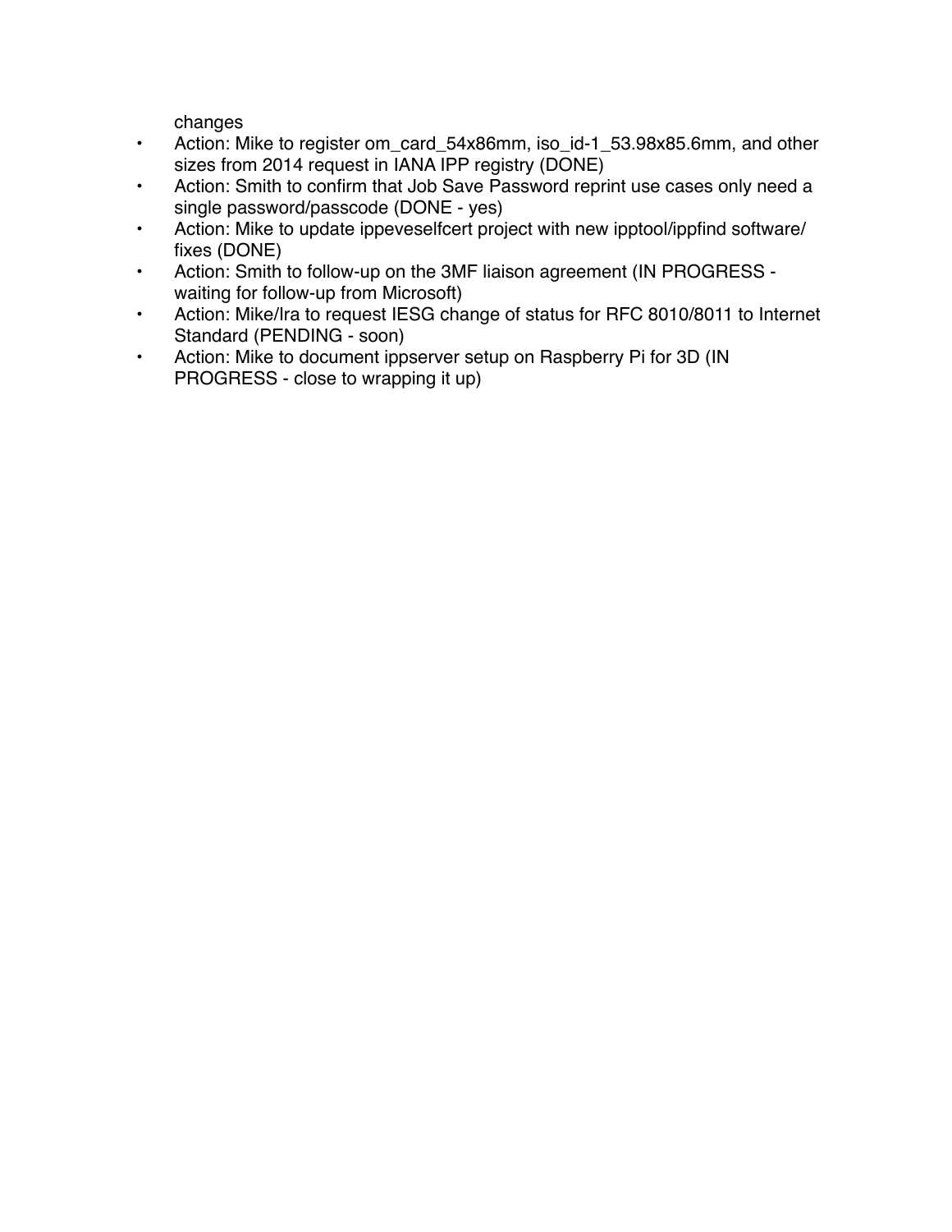changes

- Action: Mike to register om_card_54x86mm, iso_id-1_53.98x85.6mm, and other sizes from 2014 request in IANA IPP registry (DONE)
- Action: Smith to confirm that Job Save Password reprint use cases only need a single password/passcode (DONE - yes)
- Action: Mike to update ippeveselfcert project with new ipptool/ippfind software/fixes (DONE)
- Action: Smith to follow-up on the 3MF liaison agreement (IN PROGRESS - waiting for follow-up from Microsoft)
- Action: Mike/Ira to request IESG change of status for RFC 8010/8011 to Internet Standard (PENDING - soon)
- Action: Mike to document ippserver setup on Raspberry Pi for 3D (IN PROGRESS - close to wrapping it up)